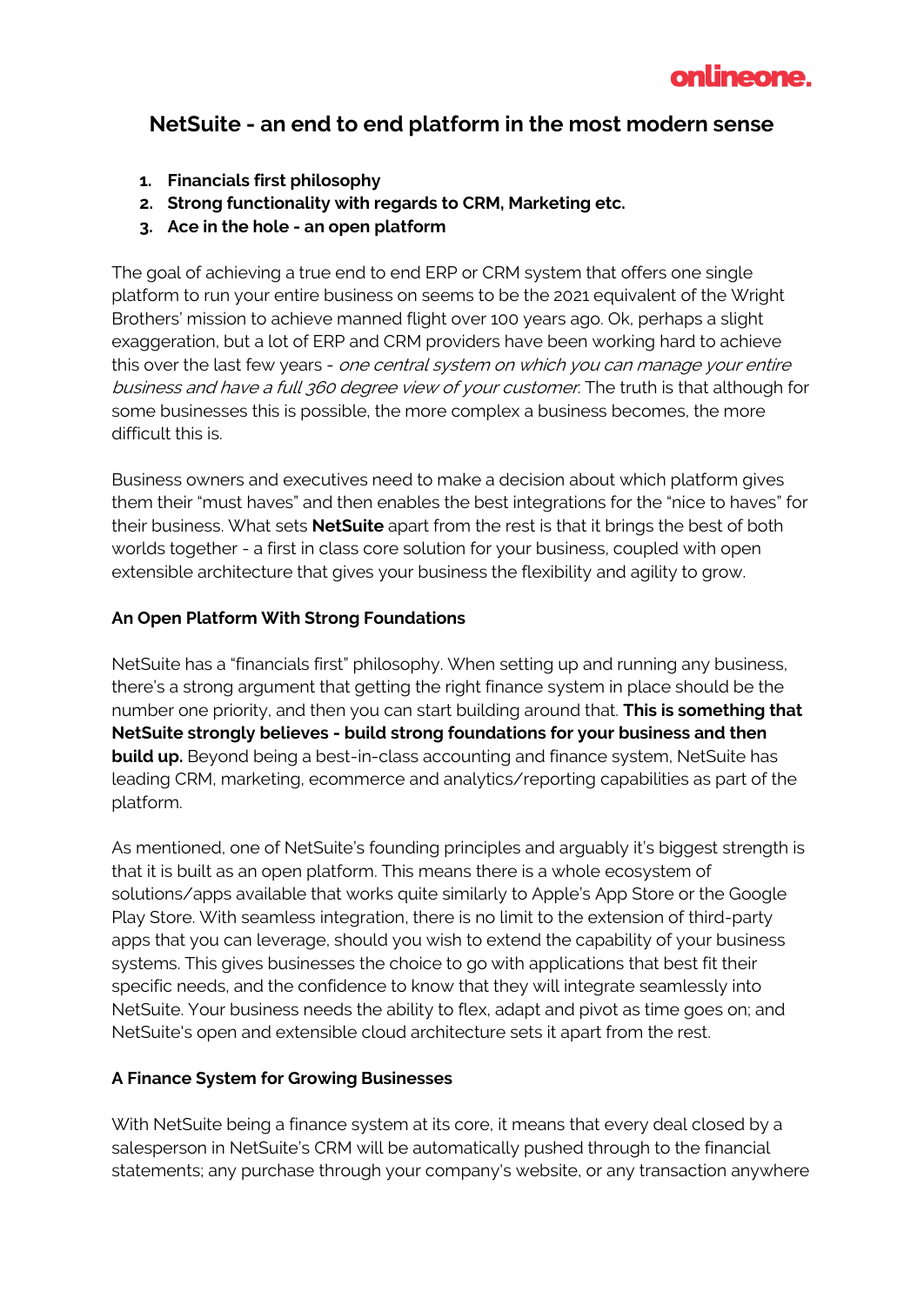onlineone.

# NetSuite - an end to end platform in the most modern sense

1. **Financials first philosophy**
2. **Strong functionality with regards to CRM, Marketing etc.**
3. **Ace in the hole - an open platform**

The goal of achieving a true end to end ERP or CRM system that offers one single platform to run your entire business on seems to be the 2021 equivalent of the Wright Brothers' mission to achieve manned flight over 100 years ago. Ok, perhaps a slight exaggeration, but a lot of ERP and CRM providers have been working hard to achieve this over the last few years - *one central system on which you can manage your entire business and have a full 360 degree view of your customer.* The truth is that although for some businesses this is possible, the more complex a business becomes, the more difficult this is.

Business owners and executives need to make a decision about which platform gives them their "must haves" and then enables the best integrations for the "nice to haves" for their business. What sets **NetSuite** apart from the rest is that it brings the best of both worlds together - a first in class core solution for your business, coupled with open extensible architecture that gives your business the flexibility and agility to grow.

### An Open Platform With Strong Foundations

NetSuite has a "financials first" philosophy. When setting up and running any business, there's a strong argument that getting the right finance system in place should be the number one priority, and then you can start building around that. **This is something that NetSuite strongly believes - build strong foundations for your business and then build up.** Beyond being a best-in-class accounting and finance system, NetSuite has leading CRM, marketing, ecommerce and analytics/reporting capabilities as part of the platform.

As mentioned, one of NetSuite's founding principles and arguably it's biggest strength is that it is built as an open platform. This means there is a whole ecosystem of solutions/apps available that works quite similarly to Apple's App Store or the Google Play Store. With seamless integration, there is no limit to the extension of third-party apps that you can leverage, should you wish to extend the capability of your business systems. This gives businesses the choice to go with applications that best fit their specific needs, and the confidence to know that they will integrate seamlessly into NetSuite. Your business needs the ability to flex, adapt and pivot as time goes on; and NetSuite's open and extensible cloud architecture sets it apart from the rest.

### A Finance System for Growing Businesses

With NetSuite being a finance system at its core, it means that every deal closed by a salesperson in NetSuite's CRM will be automatically pushed through to the financial statements; any purchase through your company's website, or any transaction anywhere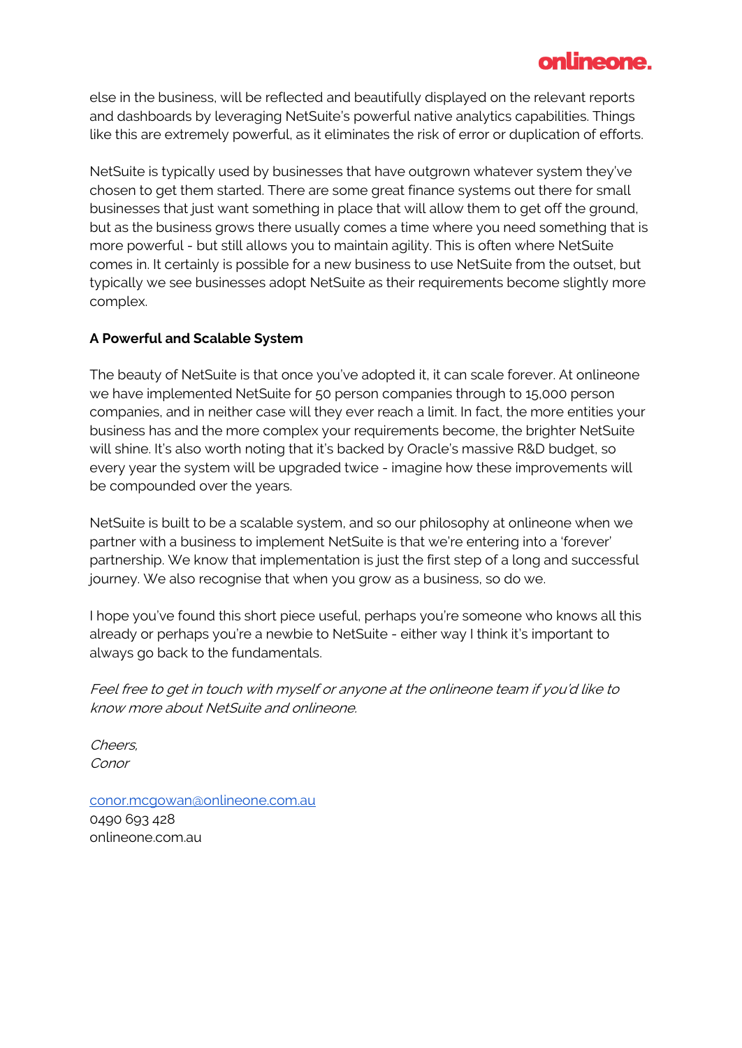else in the business, will be reflected and beautifully displayed on the relevant reports and dashboards by leveraging NetSuite's powerful native analytics capabilities. Things like this are extremely powerful, as it eliminates the risk of error or duplication of efforts.

NetSuite is typically used by businesses that have outgrown whatever system they've chosen to get them started. There are some great finance systems out there for small businesses that just want something in place that will allow them to get off the ground, but as the business grows there usually comes a time where you need something that is more powerful - but still allows you to maintain agility. This is often where NetSuite comes in. It certainly is possible for a new business to use NetSuite from the outset, but typically we see businesses adopt NetSuite as their requirements become slightly more complex.

**A Powerful and Scalable System**

The beauty of NetSuite is that once you've adopted it, it can scale forever. At onlineone we have implemented NetSuite for 50 person companies through to 15,000 person companies, and in neither case will they ever reach a limit. In fact, the more entities your business has and the more complex your requirements become, the brighter NetSuite will shine. It's also worth noting that it's backed by Oracle's massive R&D budget, so every year the system will be upgraded twice - imagine how these improvements will be compounded over the years.

NetSuite is built to be a scalable system, and so our philosophy at onlineone when we partner with a business to implement NetSuite is that we're entering into a 'forever' partnership. We know that implementation is just the first step of a long and successful journey. We also recognise that when you grow as a business, so do we.

I hope you've found this short piece useful, perhaps you're someone who knows all this already or perhaps you're a newbie to NetSuite - either way I think it's important to always go back to the fundamentals.

*Feel free to get in touch with myself or anyone at the onlineone team if you'd like to know more about NetSuite and onlineone.*

*Cheers,*
*Conor*

conor.mcgowan@onlineone.com.au
0490 693 428
onlineone.com.au